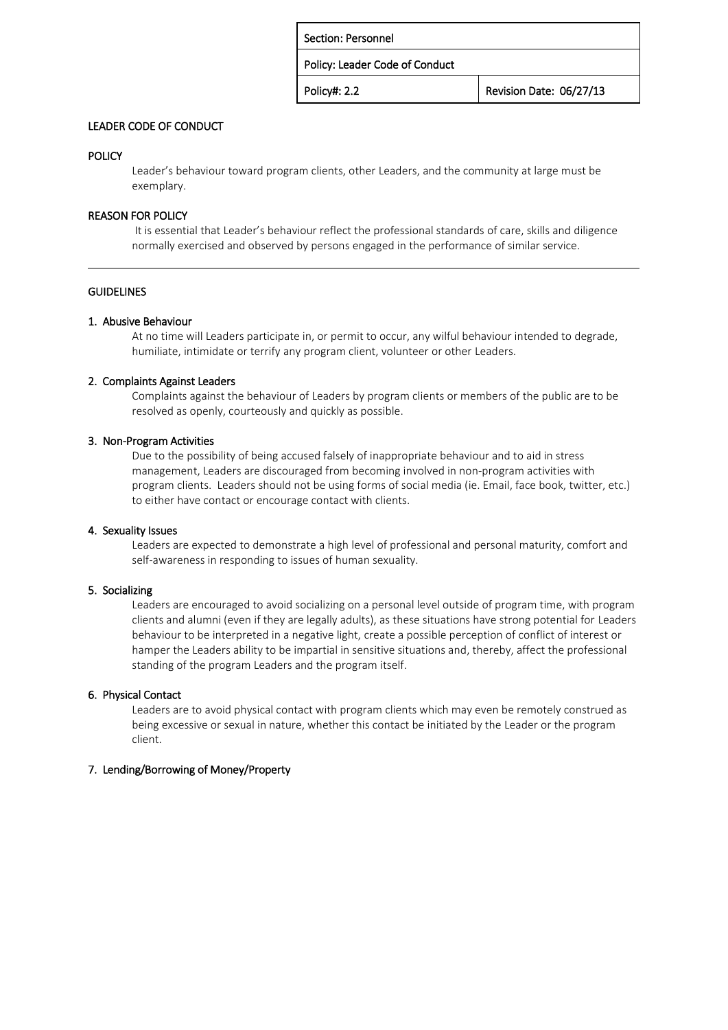| Section: Personnel | |
|---|---|
| Policy: Leader Code of Conduct | |
| Policy#: 2.2 | Revision Date: 06/27/13 |

# LEADER CODE OF CONDUCT

## POLICY

Leader's behaviour toward program clients, other Leaders, and the community at large must be exemplary.

## REASON FOR POLICY

It is essential that Leader's behaviour reflect the professional standards of care, skills and diligence normally exercised and observed by persons engaged in the performance of similar service.

---

## GUIDELINES

### 1. Abusive Behaviour

At no time will Leaders participate in, or permit to occur, any wilful behaviour intended to degrade, humiliate, intimidate or terrify any program client, volunteer or other Leaders.

### 2. Complaints Against Leaders

Complaints against the behaviour of Leaders by program clients or members of the public are to be resolved as openly, courteously and quickly as possible.

### 3. Non-Program Activities

Due to the possibility of being accused falsely of inappropriate behaviour and to aid in stress management, Leaders are discouraged from becoming involved in non-program activities with program clients. Leaders should not be using forms of social media (ie. Email, face book, twitter, etc.) to either have contact or encourage contact with clients.

### 4. Sexuality Issues

Leaders are expected to demonstrate a high level of professional and personal maturity, comfort and self-awareness in responding to issues of human sexuality.

### 5. Socializing

Leaders are encouraged to avoid socializing on a personal level outside of program time, with program clients and alumni (even if they are legally adults), as these situations have strong potential for Leaders behaviour to be interpreted in a negative light, create a possible perception of conflict of interest or hamper the Leaders ability to be impartial in sensitive situations and, thereby, affect the professional standing of the program Leaders and the program itself.

### 6. Physical Contact

Leaders are to avoid physical contact with program clients which may even be remotely construed as being excessive or sexual in nature, whether this contact be initiated by the Leader or the program client.

### 7. Lending/Borrowing of Money/Property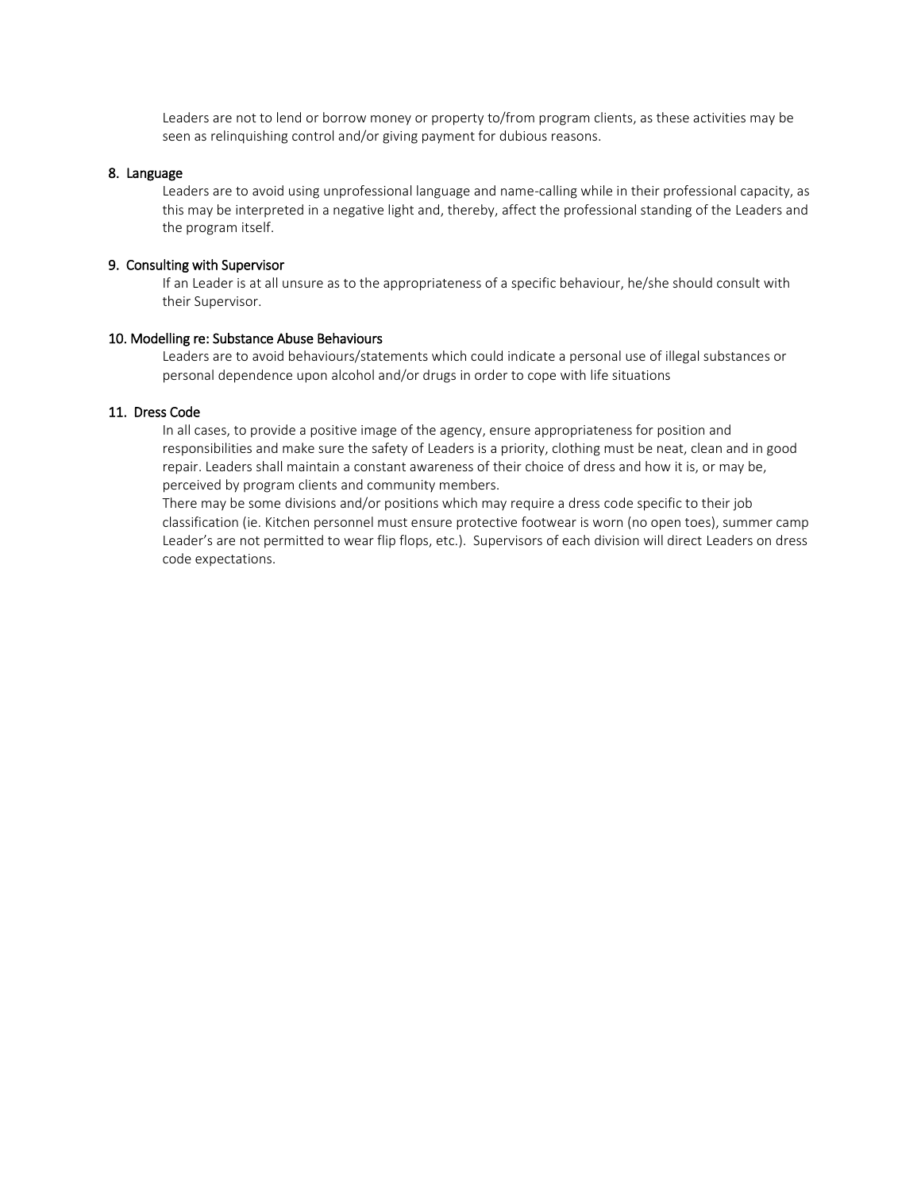Leaders are not to lend or borrow money or property to/from program clients, as these activities may be seen as relinquishing control and/or giving payment for dubious reasons.

### 8. Language

Leaders are to avoid using unprofessional language and name-calling while in their professional capacity, as this may be interpreted in a negative light and, thereby, affect the professional standing of the Leaders and the program itself.

### 9. Consulting with Supervisor

If an Leader is at all unsure as to the appropriateness of a specific behaviour, he/she should consult with their Supervisor.

### 10. Modelling re: Substance Abuse Behaviours

Leaders are to avoid behaviours/statements which could indicate a personal use of illegal substances or personal dependence upon alcohol and/or drugs in order to cope with life situations

### 11. Dress Code

In all cases, to provide a positive image of the agency, ensure appropriateness for position and responsibilities and make sure the safety of Leaders is a priority, clothing must be neat, clean and in good repair. Leaders shall maintain a constant awareness of their choice of dress and how it is, or may be, perceived by program clients and community members.

There may be some divisions and/or positions which may require a dress code specific to their job classification (ie. Kitchen personnel must ensure protective footwear is worn (no open toes), summer camp Leader's are not permitted to wear flip flops, etc.). Supervisors of each division will direct Leaders on dress code expectations.